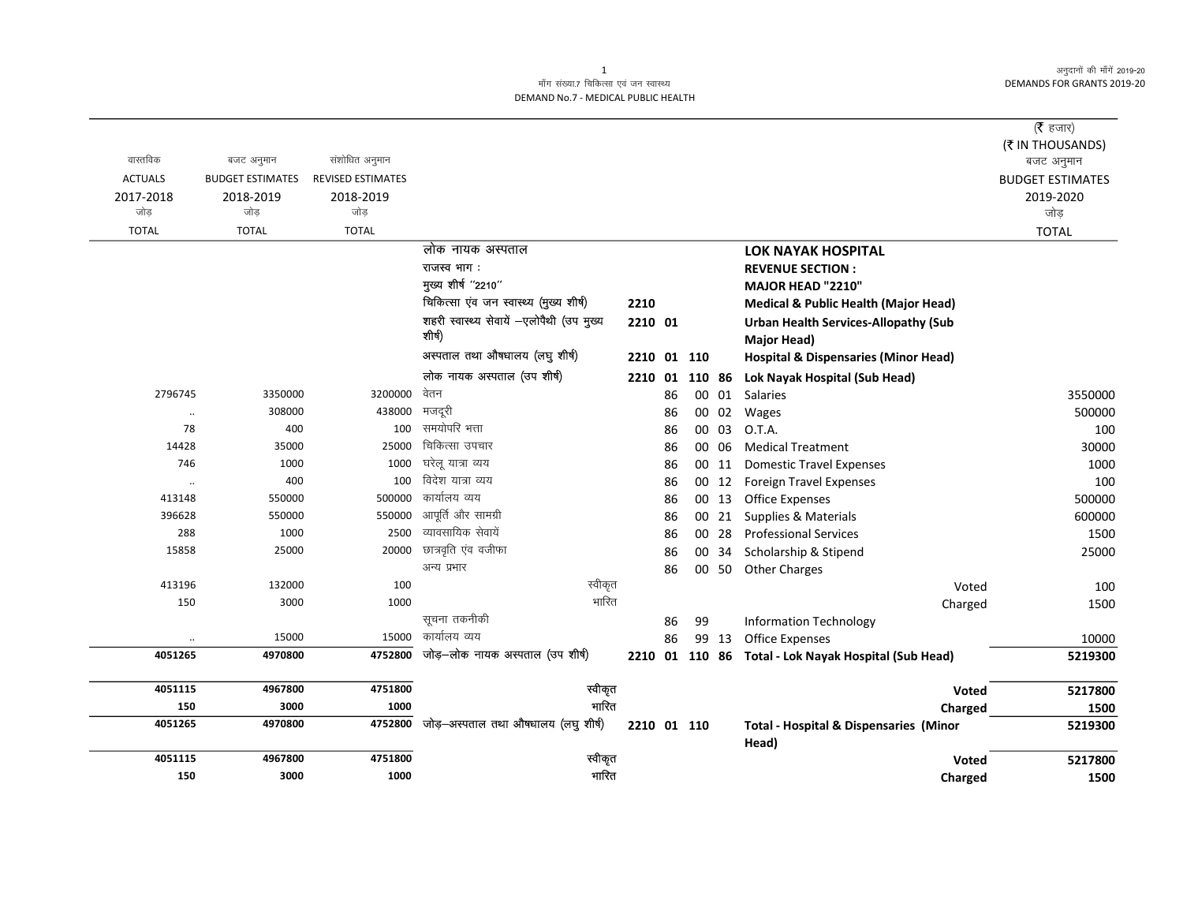माँग संख्या.7 चिकित्सा एवं जन स्वास्थ्य

DEMAND No.7 - MEDICAL PUBLIC HEALTH

अनुदानों की माँगें 2019-20

DEMANDS FOR GRANTS 2019-20

(₹ हजार)
(₹ IN THOUSANDS)

| वास्तविक ACTUALS 2017-2018 जोड़ TOTAL | बजट अनुमान BUDGET ESTIMATES 2018-2019 जोड़ TOTAL | संशोधित अनुमान REVISED ESTIMATES 2018-2019 जोड़ TOTAL | | | | | | | बजट अनुमान BUDGET ESTIMATES 2019-2020 जोड़ TOTAL |
|---|---|---|---|---|---|---|---|---|---|
| | | | लोक नायक अस्पताल | | | | | **LOK NAYAK HOSPITAL** | |
| | | | राजस्व भाग : | | | | | **REVENUE SECTION :** | |
| | | | मुख्य शीर्ष "2210" | | | | | **MAJOR HEAD "2210"** | |
| | | | चिकित्सा एंव जन स्वास्थ्य (मुख्य शीर्ष) | **2210** | | | | **Medical & Public Health (Major Head)** | |
| | | | शहरी स्वास्थ्य सेवायें –एलोपैथी (उप मुख्य शीर्ष) | **2210 01** | | | | **Urban Health Services-Allopathy (Sub Major Head)** | |
| | | | अस्पताल तथा औषधालय (लघु शीर्ष) | **2210 01 110** | | | | **Hospital & Dispensaries (Minor Head)** | |
| | | | लोक नायक अस्पताल (उप शीर्ष) | **2210 01 110 86** | | | | **Lok Nayak Hospital (Sub Head)** | |
| 2796745 | 3350000 | 3200000 | वेतन | | 86 | 00 | 01 | Salaries | 3550000 |
| .. | 308000 | 438000 | मजदूरी | | 86 | 00 | 02 | Wages | 500000 |
| 78 | 400 | 100 | समयोपरि भत्ता | | 86 | 00 | 03 | O.T.A. | 100 |
| 14428 | 35000 | 25000 | चिकित्सा उपचार | | 86 | 00 | 06 | Medical Treatment | 30000 |
| 746 | 1000 | 1000 | घरेलू यात्रा व्यय | | 86 | 00 | 11 | Domestic Travel Expenses | 1000 |
| .. | 400 | 100 | विदेश यात्रा व्यय | | 86 | 00 | 12 | Foreign Travel Expenses | 100 |
| 413148 | 550000 | 500000 | कार्यालय व्यय | | 86 | 00 | 13 | Office Expenses | 500000 |
| 396628 | 550000 | 550000 | आपूर्ति और सामग्री | | 86 | 00 | 21 | Supplies & Materials | 600000 |
| 288 | 1000 | 2500 | व्यावसायिक सेवायें | | 86 | 00 | 28 | Professional Services | 1500 |
| 15858 | 25000 | 20000 | छात्रवृति एंव वजीफा | | 86 | 00 | 34 | Scholarship & Stipend | 25000 |
| | | | अन्य प्रभार | | 86 | 00 | 50 | Other Charges | |
| 413196 | 132000 | 100 | स्वीकृत | | | | | Voted | 100 |
| 150 | 3000 | 1000 | भारित | | | | | Charged | 1500 |
| | | | सूचना तकनीकी | | 86 | 99 | | Information Technology | |
| .. | 15000 | 15000 | कार्यालय व्यय | | 86 | 99 | 13 | Office Expenses | 10000 |
| **4051265** | **4970800** | **4752800** | जोड़–लोक नायक अस्पताल (उप शीर्ष) | **2210 01 110 86** | | | | **Total - Lok Nayak Hospital (Sub Head)** | **5219300** |
| **4051115** | **4967800** | **4751800** | स्वीकृत | | | | | **Voted** | **5217800** |
| **150** | **3000** | **1000** | भारित | | | | | **Charged** | **1500** |
| **4051265** | **4970800** | **4752800** | जोड़–अस्पताल तथा औषधालय (लघु शीर्ष) | **2210 01 110** | | | | **Total - Hospital & Dispensaries (Minor Head)** | **5219300** |
| **4051115** | **4967800** | **4751800** | स्वीकृत | | | | | **Voted** | **5217800** |
| **150** | **3000** | **1000** | भारित | | | | | **Charged** | **1500** |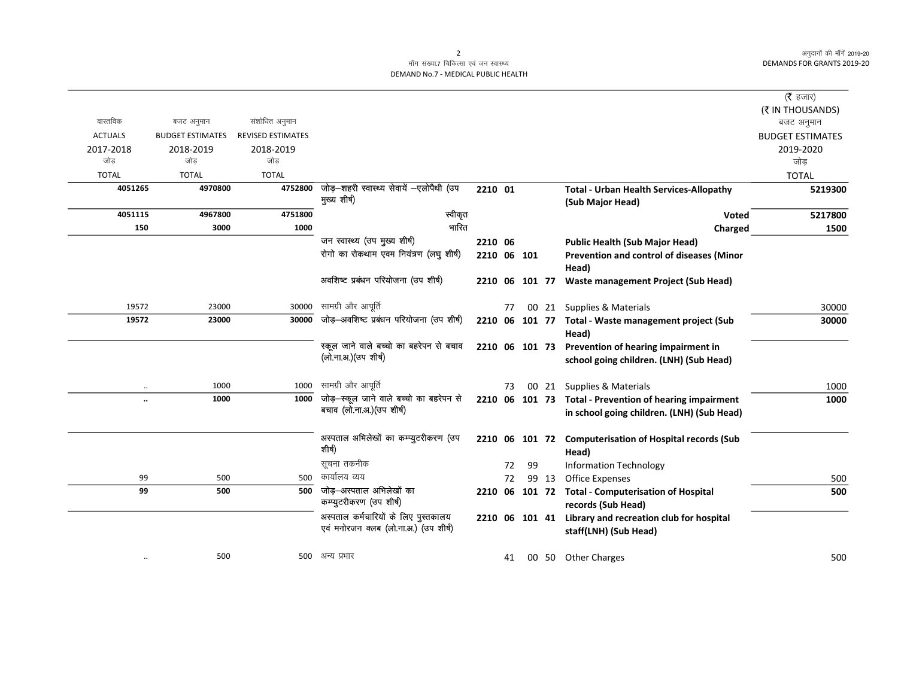माँग संख्या.7 चिकित्सा एवं जन स्वास्थ्य
DEMAND No.7 - MEDICAL PUBLIC HEALTH

(₹ हजार)
(₹ IN THOUSANDS)

| वास्तविक ACTUALS 2017-2018 जोड़ TOTAL | बजट अनुमान BUDGET ESTIMATES 2018-2019 जोड़ TOTAL | संशोधित अनुमान REVISED ESTIMATES 2018-2019 जोड़ TOTAL | | | | | | | बजट अनुमान BUDGET ESTIMATES 2019-2020 जोड़ TOTAL |
|---|---|---|---|---|---|---|---|---|---|
| **4051265** | **4970800** | **4752800** | जोड़–शहरी स्वास्थ्य सेवायें –एलोपैथी (उप मुख्य शीर्ष) | **2210** | **01** | | | **Total - Urban Health Services-Allopathy (Sub Major Head)** | **5219300** |
| **4051115** | **4967800** | **4751800** | स्वीकृत | | | | | **Voted** | **5217800** |
| **150** | **3000** | **1000** | भारित | | | | | **Charged** | **1500** |
| | | | जन स्वास्थ्य (उप मुख्य शीर्ष) | **2210** | **06** | | | **Public Health (Sub Major Head)** | |
| | | | रोगो का रोकथाम एवम नियंत्रण (लघु शीर्ष) | **2210** | **06** | **101** | | **Prevention and control of diseases (Minor Head)** | |
| | | | अवशिष्ट प्रबंधन परियोजना (उप शीर्ष) | **2210** | **06** | **101** | **77** | **Waste management Project (Sub Head)** | |
| 19572 | 23000 | 30000 | सामग्री और आपूर्ति | | 77 | 00 | 21 | Supplies & Materials | 30000 |
| **19572** | **23000** | **30000** | जोड़–अवशिष्ट प्रबंधन परियोजना (उप शीर्ष) | **2210** | **06** | **101** | **77** | **Total - Waste management project (Sub Head)** | **30000** |
| | | | स्कूल जाने वाले बच्चो का बहरेपन से बचाव (लो.ना.अ.)(उप शीर्ष) | **2210** | **06** | **101** | **73** | **Prevention of hearing impairment in school going children. (LNH) (Sub Head)** | |
| .. | 1000 | 1000 | सामग्री और आपूर्ति | | 73 | 00 | 21 | Supplies & Materials | 1000 |
| **..** | **1000** | **1000** | जोड़–स्कूल जाने वाले बच्चो का बहरेपन से बचाव (लो.ना.अ.)(उप शीर्ष) | **2210** | **06** | **101** | **73** | **Total - Prevention of hearing impairment in school going children. (LNH) (Sub Head)** | **1000** |
| | | | अस्पताल अभिलेखों का कम्प्युटरीकरण (उप शीर्ष) | **2210** | **06** | **101** | **72** | **Computerisation of Hospital records (Sub Head)** | |
| | | | सूचना तकनीक | | 72 | 99 | | Information Technology | |
| 99 | 500 | 500 | कार्यालय व्यय | | 72 | 99 | 13 | Office Expenses | 500 |
| **99** | **500** | **500** | जोड़–अस्पताल अभिलेखों का कम्प्युटरीकरण (उप शीर्ष) | **2210** | **06** | **101** | **72** | **Total - Computerisation of Hospital records (Sub Head)** | **500** |
| | | | अस्पताल कर्मचारियों के लिए पुस्तकालय एवं मनोरजन क्लब (लो.ना.अ.) (उप शीर्ष) | **2210** | **06** | **101** | **41** | **Library and recreation club for hospital staff(LNH) (Sub Head)** | |
| .. | 500 | 500 | अन्य प्रभार | | 41 | 00 | 50 | Other Charges | 500 |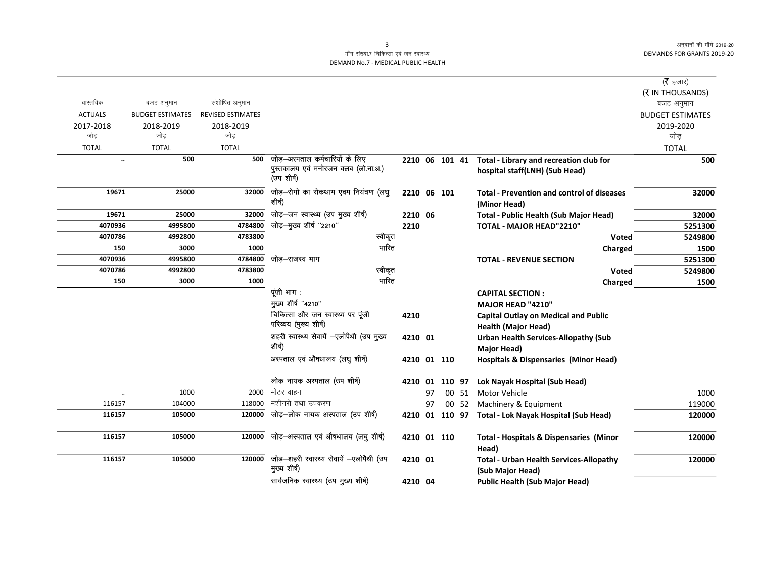माँग संख्या.7 चिकित्सा एवं जन स्वास्थ्य
DEMAND No.7 - MEDICAL PUBLIC HEALTH

अनुदानों की माँगें 2019-20
DEMANDS FOR GRANTS 2019-20

(₹ हजार)
(₹ IN THOUSANDS)

| वास्तविक ACTUALS 2017-2018 जोड़ TOTAL | बजट अनुमान BUDGET ESTIMATES 2018-2019 जोड़ TOTAL | संशोधित अनुमान REVISED ESTIMATES 2018-2019 जोड़ TOTAL | | | | | | | बजट अनुमान BUDGET ESTIMATES 2019-2020 जोड़ TOTAL |
|---|---|---|---|---|---|---|---|---|---|
| .. | 500 | 500 | जोड़–अस्पताल कर्मचारियों के लिए पुस्तकालय एवं मनोरजन क्लब (लो.ना.अ.) (उप शीर्ष) | 2210 | 06 | 101 | 41 | Total - Library and recreation club for hospital staff(LNH) (Sub Head) | 500 |
| 19671 | 25000 | 32000 | जोड़–रोगो का रोकथाम एवम नियंत्रण (लघु शीर्ष) | 2210 | 06 | 101 | | Total - Prevention and control of diseases (Minor Head) | 32000 |
| 19671 | 25000 | 32000 | जोड़–जन स्वास्थ्य (उप मुख्य शीर्ष) | 2210 | 06 | | | Total - Public Health (Sub Major Head) | 32000 |
| 4070936 | 4995800 | 4784800 | जोड़–मुख्य शीर्ष "2210" | 2210 | | | | TOTAL - MAJOR HEAD"2210" | 5251300 |
| 4070786 | 4992800 | 4783800 | स्वीकृत | | | | | Voted | 5249800 |
| 150 | 3000 | 1000 | भारित | | | | | Charged | 1500 |
| 4070936 | 4995800 | 4784800 | जोड़–राजस्व भाग | | | | | TOTAL - REVENUE SECTION | 5251300 |
| 4070786 | 4992800 | 4783800 | स्वीकृत | | | | | Voted | 5249800 |
| 150 | 3000 | 1000 | भारित | | | | | Charged | 1500 |
| | | | पूंजी भाग : | | | | | CAPITAL SECTION : | |
| | | | मुख्य शीर्ष "4210" | | | | | MAJOR HEAD "4210" | |
| | | | चिकित्सा और जन स्वास्थ्य पर पूंजी परिव्यय (मुख्य शीर्ष) | 4210 | | | | Capital Outlay on Medical and Public Health (Major Head) | |
| | | | शहरी स्वास्थ्य सेवायें –एलोपैथी (उप मुख्य शीर्ष) | 4210 | 01 | | | Urban Health Services-Allopathy (Sub Major Head) | |
| | | | अस्पताल एवं औषधालय (लघु शीर्ष) | 4210 | 01 | 110 | | Hospitals & Dispensaries (Minor Head) | |
| | | | लोक नायक अस्पताल (उप शीर्ष) | 4210 | 01 | 110 | 97 | Lok Nayak Hospital (Sub Head) | |
| .. | 1000 | 2000 | मोटर वाहन | | 97 | 00 | 51 | Motor Vehicle | 1000 |
| 116157 | 104000 | 118000 | मशीनरी तथा उपकरण | | 97 | 00 | 52 | Machinery & Equipment | 119000 |
| 116157 | 105000 | 120000 | जोड़–लोक नायक अस्पताल (उप शीर्ष) | 4210 | 01 | 110 | 97 | Total - Lok Nayak Hospital (Sub Head) | 120000 |
| 116157 | 105000 | 120000 | जोड़–अस्पताल एवं औषधालय (लघु शीर्ष) | 4210 | 01 | 110 | | Total - Hospitals & Dispensaries (Minor Head) | 120000 |
| 116157 | 105000 | 120000 | जोड़–शहरी स्वास्थ्य सेवायें –एलोपैथी (उप मुख्य शीर्ष) | 4210 | 01 | | | Total - Urban Health Services-Allopathy (Sub Major Head) | 120000 |
| | | | सार्वजनिक स्वास्थ्य (उप मुख्य शीर्ष) | 4210 | 04 | | | Public Health (Sub Major Head) | |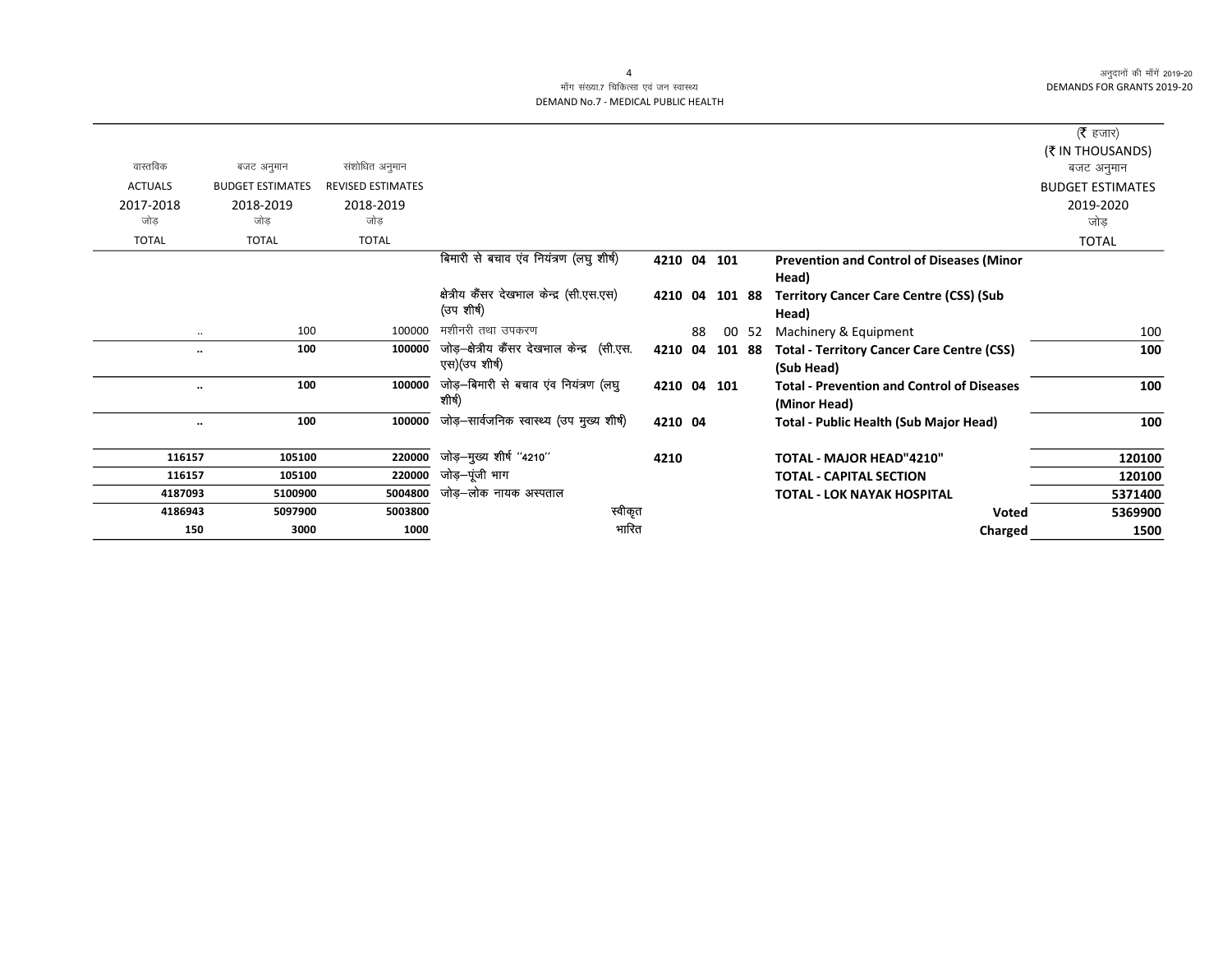माँग संख्या.7 चिकित्सा एवं जन स्वास्थ्य

DEMAND No.7 - MEDICAL PUBLIC HEALTH

(₹ हजार)
(₹ IN THOUSANDS)

| वास्तविक ACTUALS 2017-2018 जोड़ TOTAL | बजट अनुमान BUDGET ESTIMATES 2018-2019 जोड़ TOTAL | संशोधित अनुमान REVISED ESTIMATES 2018-2019 जोड़ TOTAL | | | | बजट अनुमान BUDGET ESTIMATES 2019-2020 जोड़ TOTAL |
|---|---|---|---|---|---|---|
| | | | बिमारी से बचाव एंव नियंत्रण (लघु शीर्ष) | 4210 04 101 | **Prevention and Control of Diseases (Minor Head)** | |
| | | | क्षेत्रीय कैंसर देखभाल केन्द्र (सी.एस.एस) (उप शीर्ष) | 4210 04 101 88 | **Territory Cancer Care Centre (CSS) (Sub Head)** | |
| .. | 100 | 100000 | मशीनरी तथा उपकरण | 88 00 52 | Machinery & Equipment | 100 |
| **..** | **100** | **100000** | जोड़–क्षेत्रीय कैंसर देखभाल केन्द्र (सी.एस.एस)(उप शीर्ष) | **4210 04 101 88** | **Total - Territory Cancer Care Centre (CSS) (Sub Head)** | **100** |
| **..** | **100** | **100000** | जोड़–बिमारी से बचाव एंव नियंत्रण (लघु शीर्ष) | **4210 04 101** | **Total - Prevention and Control of Diseases (Minor Head)** | **100** |
| **..** | **100** | **100000** | जोड़–सार्वजनिक स्वास्थ्य (उप मुख्य शीर्ष) | **4210 04** | **Total - Public Health (Sub Major Head)** | **100** |
| **116157** | **105100** | **220000** | जोड़–मुख्य शीर्ष "4210" | **4210** | **TOTAL - MAJOR HEAD"4210"** | **120100** |
| **116157** | **105100** | **220000** | जोड़–पूंजी भाग | | **TOTAL - CAPITAL SECTION** | **120100** |
| **4187093** | **5100900** | **5004800** | जोड़–लोक नायक अस्पताल | | **TOTAL - LOK NAYAK HOSPITAL** | **5371400** |
| **4186943** | **5097900** | **5003800** | स्वीकृत | | **Voted** | **5369900** |
| **150** | **3000** | **1000** | भारित | | **Charged** | **1500** |